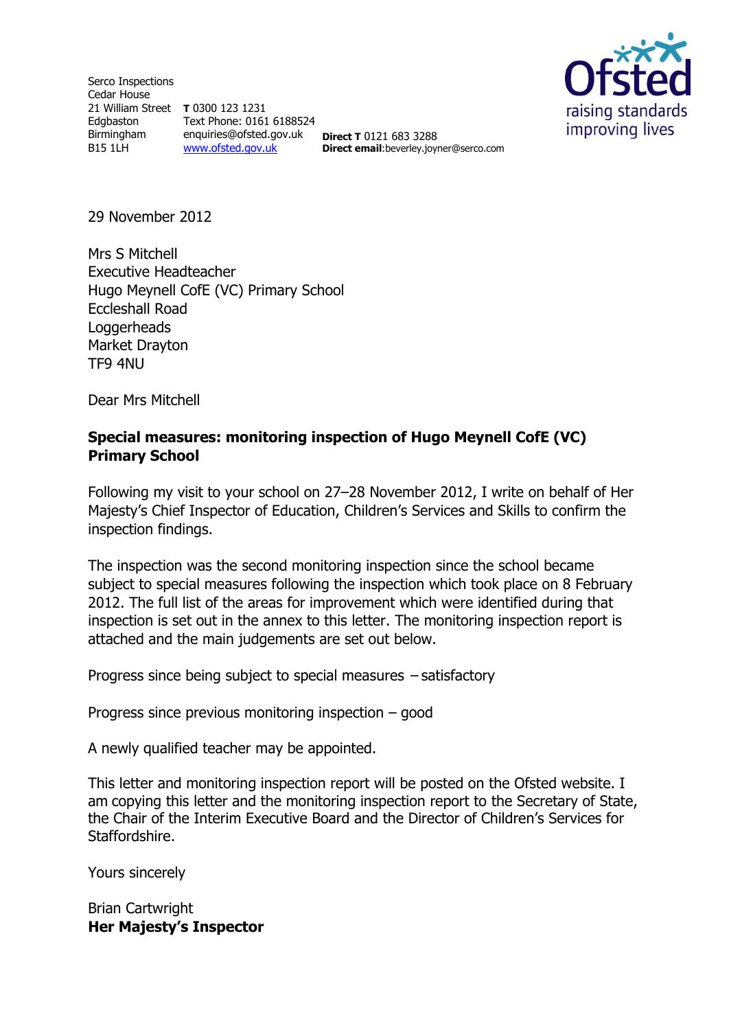Serco Inspections
Cedar House
21 William Street
Edgbaston
Birmingham
B15 1LH

**T** 0300 123 1231
Text Phone: 0161 6188524
enquiries@ofsted.gov.uk
www.ofsted.gov.uk

**Direct T** 0121 683 3288
**Direct email**:beverley.joyner@serco.com

29 November 2012

Mrs S Mitchell
Executive Headteacher
Hugo Meynell CofE (VC) Primary School
Eccleshall Road
Loggerheads
Market Drayton
TF9 4NU

Dear Mrs Mitchell

**Special measures: monitoring inspection of Hugo Meynell CofE (VC) Primary School**

Following my visit to your school on 27–28 November 2012, I write on behalf of Her Majesty's Chief Inspector of Education, Children's Services and Skills to confirm the inspection findings.

The inspection was the second monitoring inspection since the school became subject to special measures following the inspection which took place on 8 February 2012. The full list of the areas for improvement which were identified during that inspection is set out in the annex to this letter. The monitoring inspection report is attached and the main judgements are set out below.

Progress since being subject to special measures – satisfactory

Progress since previous monitoring inspection – good

A newly qualified teacher may be appointed.

This letter and monitoring inspection report will be posted on the Ofsted website. I am copying this letter and the monitoring inspection report to the Secretary of State, the Chair of the Interim Executive Board and the Director of Children's Services for Staffordshire.

Yours sincerely

Brian Cartwright
**Her Majesty's Inspector**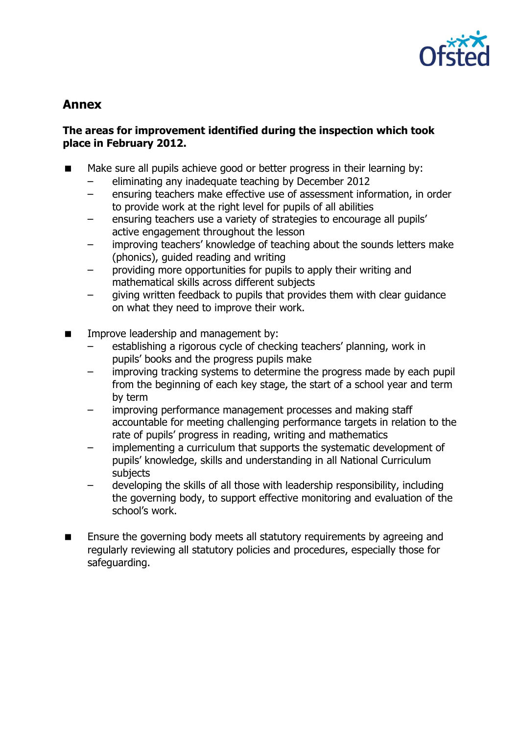## Annex

**The areas for improvement identified during the inspection which took place in February 2012.**

- Make sure all pupils achieve good or better progress in their learning by:
  - eliminating any inadequate teaching by December 2012
  - ensuring teachers make effective use of assessment information, in order to provide work at the right level for pupils of all abilities
  - ensuring teachers use a variety of strategies to encourage all pupils' active engagement throughout the lesson
  - improving teachers' knowledge of teaching about the sounds letters make (phonics), guided reading and writing
  - providing more opportunities for pupils to apply their writing and mathematical skills across different subjects
  - giving written feedback to pupils that provides them with clear guidance on what they need to improve their work.

- Improve leadership and management by:
  - establishing a rigorous cycle of checking teachers' planning, work in pupils' books and the progress pupils make
  - improving tracking systems to determine the progress made by each pupil from the beginning of each key stage, the start of a school year and term by term
  - improving performance management processes and making staff accountable for meeting challenging performance targets in relation to the rate of pupils' progress in reading, writing and mathematics
  - implementing a curriculum that supports the systematic development of pupils' knowledge, skills and understanding in all National Curriculum subjects
  - developing the skills of all those with leadership responsibility, including the governing body, to support effective monitoring and evaluation of the school's work.

- Ensure the governing body meets all statutory requirements by agreeing and regularly reviewing all statutory policies and procedures, especially those for safeguarding.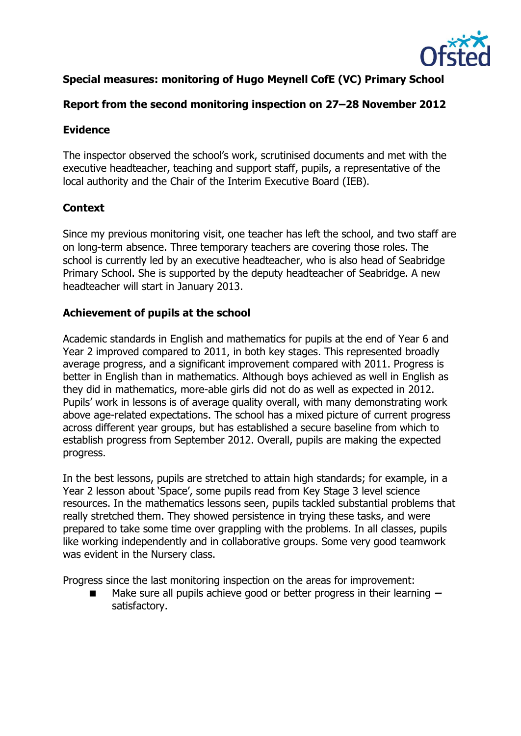**Special measures: monitoring of Hugo Meynell CofE (VC) Primary School**

**Report from the second monitoring inspection on 27–28 November 2012**

## Evidence

The inspector observed the school's work, scrutinised documents and met with the executive headteacher, teaching and support staff, pupils, a representative of the local authority and the Chair of the Interim Executive Board (IEB).

## Context

Since my previous monitoring visit, one teacher has left the school, and two staff are on long-term absence. Three temporary teachers are covering those roles. The school is currently led by an executive headteacher, who is also head of Seabridge Primary School. She is supported by the deputy headteacher of Seabridge. A new headteacher will start in January 2013.

## Achievement of pupils at the school

Academic standards in English and mathematics for pupils at the end of Year 6 and Year 2 improved compared to 2011, in both key stages. This represented broadly average progress, and a significant improvement compared with 2011. Progress is better in English than in mathematics. Although boys achieved as well in English as they did in mathematics, more-able girls did not do as well as expected in 2012. Pupils' work in lessons is of average quality overall, with many demonstrating work above age-related expectations. The school has a mixed picture of current progress across different year groups, but has established a secure baseline from which to establish progress from September 2012. Overall, pupils are making the expected progress.

In the best lessons, pupils are stretched to attain high standards; for example, in a Year 2 lesson about 'Space', some pupils read from Key Stage 3 level science resources. In the mathematics lessons seen, pupils tackled substantial problems that really stretched them. They showed persistence in trying these tasks, and were prepared to take some time over grappling with the problems. In all classes, pupils like working independently and in collaborative groups. Some very good teamwork was evident in the Nursery class.

Progress since the last monitoring inspection on the areas for improvement:

- Make sure all pupils achieve good or better progress in their learning **–** satisfactory.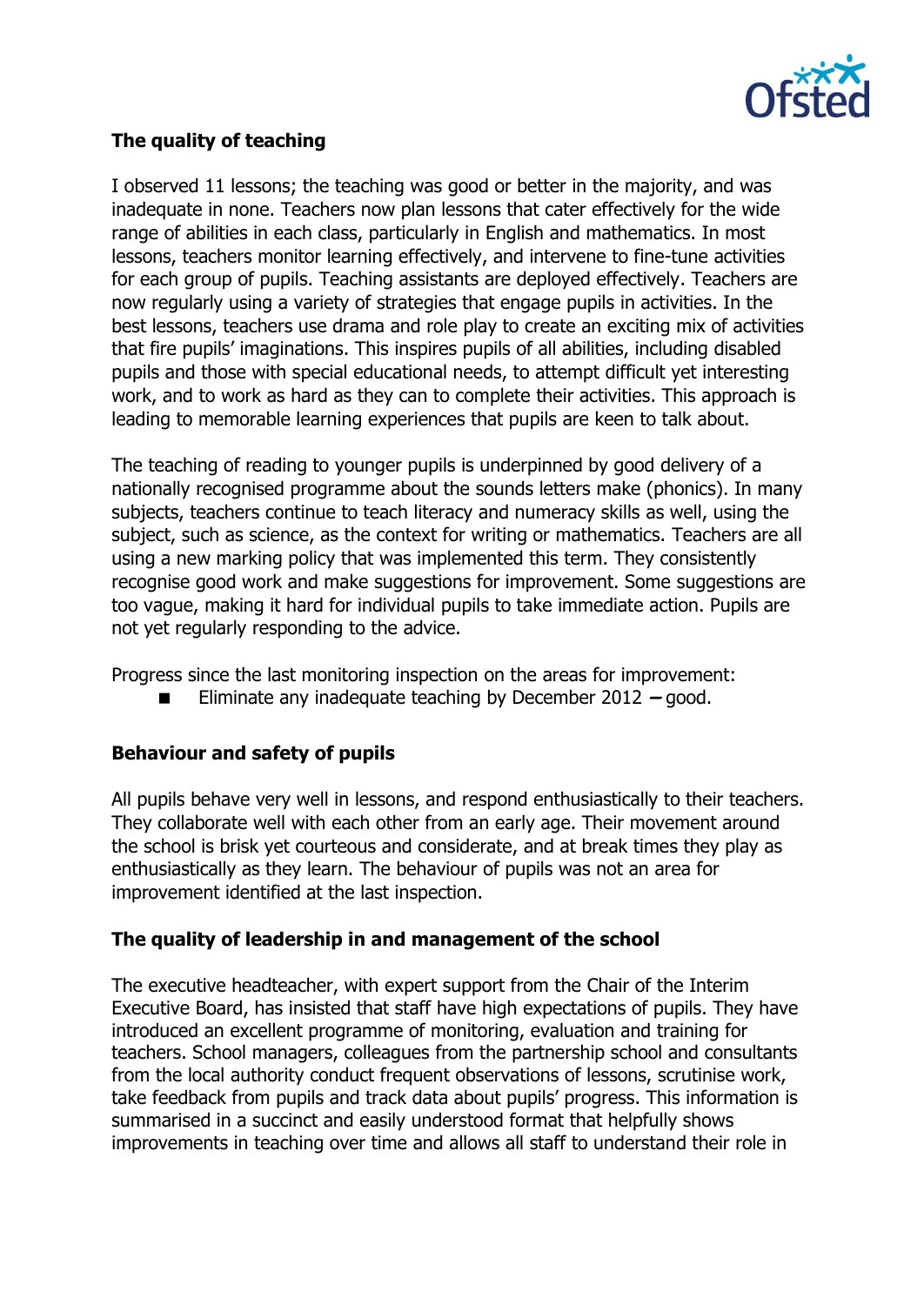## The quality of teaching

I observed 11 lessons; the teaching was good or better in the majority, and was inadequate in none. Teachers now plan lessons that cater effectively for the wide range of abilities in each class, particularly in English and mathematics. In most lessons, teachers monitor learning effectively, and intervene to fine-tune activities for each group of pupils. Teaching assistants are deployed effectively. Teachers are now regularly using a variety of strategies that engage pupils in activities. In the best lessons, teachers use drama and role play to create an exciting mix of activities that fire pupils' imaginations. This inspires pupils of all abilities, including disabled pupils and those with special educational needs, to attempt difficult yet interesting work, and to work as hard as they can to complete their activities. This approach is leading to memorable learning experiences that pupils are keen to talk about.

The teaching of reading to younger pupils is underpinned by good delivery of a nationally recognised programme about the sounds letters make (phonics). In many subjects, teachers continue to teach literacy and numeracy skills as well, using the subject, such as science, as the context for writing or mathematics. Teachers are all using a new marking policy that was implemented this term. They consistently recognise good work and make suggestions for improvement. Some suggestions are too vague, making it hard for individual pupils to take immediate action. Pupils are not yet regularly responding to the advice.

Progress since the last monitoring inspection on the areas for improvement:

- Eliminate any inadequate teaching by December 2012 – good.

## Behaviour and safety of pupils

All pupils behave very well in lessons, and respond enthusiastically to their teachers. They collaborate well with each other from an early age. Their movement around the school is brisk yet courteous and considerate, and at break times they play as enthusiastically as they learn. The behaviour of pupils was not an area for improvement identified at the last inspection.

## The quality of leadership in and management of the school

The executive headteacher, with expert support from the Chair of the Interim Executive Board, has insisted that staff have high expectations of pupils. They have introduced an excellent programme of monitoring, evaluation and training for teachers. School managers, colleagues from the partnership school and consultants from the local authority conduct frequent observations of lessons, scrutinise work, take feedback from pupils and track data about pupils' progress. This information is summarised in a succinct and easily understood format that helpfully shows improvements in teaching over time and allows all staff to understand their role in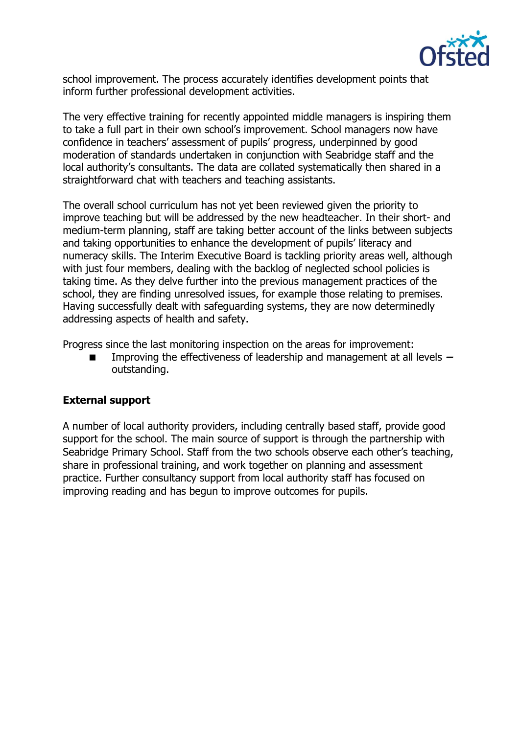school improvement. The process accurately identifies development points that inform further professional development activities.

The very effective training for recently appointed middle managers is inspiring them to take a full part in their own school's improvement. School managers now have confidence in teachers' assessment of pupils' progress, underpinned by good moderation of standards undertaken in conjunction with Seabridge staff and the local authority's consultants. The data are collated systematically then shared in a straightforward chat with teachers and teaching assistants.

The overall school curriculum has not yet been reviewed given the priority to improve teaching but will be addressed by the new headteacher. In their short- and medium-term planning, staff are taking better account of the links between subjects and taking opportunities to enhance the development of pupils' literacy and numeracy skills. The Interim Executive Board is tackling priority areas well, although with just four members, dealing with the backlog of neglected school policies is taking time. As they delve further into the previous management practices of the school, they are finding unresolved issues, for example those relating to premises. Having successfully dealt with safeguarding systems, they are now determinedly addressing aspects of health and safety.

Progress since the last monitoring inspection on the areas for improvement:

- Improving the effectiveness of leadership and management at all levels – outstanding.

**External support**

A number of local authority providers, including centrally based staff, provide good support for the school. The main source of support is through the partnership with Seabridge Primary School. Staff from the two schools observe each other's teaching, share in professional training, and work together on planning and assessment practice. Further consultancy support from local authority staff has focused on improving reading and has begun to improve outcomes for pupils.